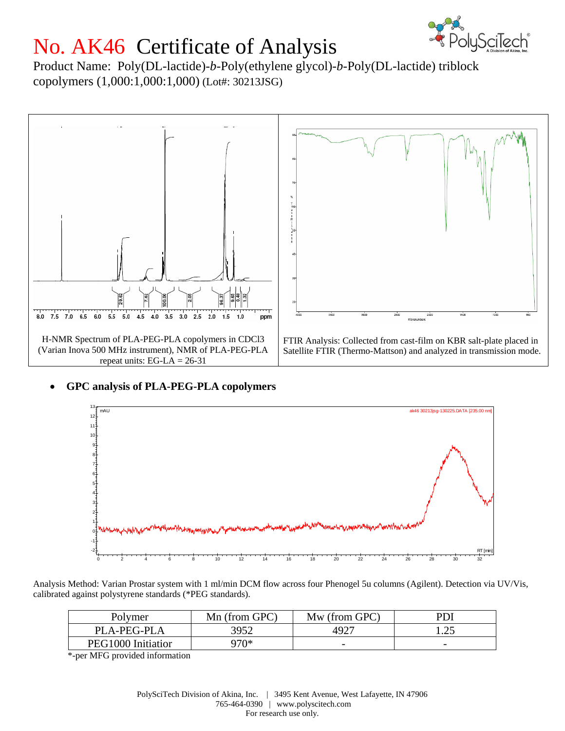# No. AK46 Certificate of Analysis

Product Name: Poly(DL-lactide)-*b*-Poly(ethylene glycol)-*b*-Poly(DL-lactide) triblock copolymers (1,000:1,000:1,000) (Lot#: 30213JSG)

H-NMR Spectrum of PLA-PEG-PLA copolymers in CDCl3 (Varian Inova 500 MHz instrument), NMR of PLA-PEG-PLA repeat units: EG-LA = 26-31

FTIR Analysis: Collected from cast-film on KBR salt-plate placed in Satellite FTIR (Thermo-Mattson) and analyzed in transmission mode.

- **GPC analysis of PLA-PEG-PLA copolymers**

Analysis Method: Varian Prostar system with 1 ml/min DCM flow across four Phenogel 5u columns (Agilent). Detection via UV/Vis, calibrated against polystyrene standards (*PEG standards).

| Polymer | Mn (from GPC) | Mw (from GPC) | PDI |
|---|---|---|---|
| PLA-PEG-PLA | 3952 | 4927 | 1.25 |
| PEG1000 Initiatior | 970* | - | - |

*-per MFG provided information

PolySciTech Division of Akina, Inc. | 3495 Kent Avenue, West Lafayette, IN 47906
765-464-0390 | www.polyscitech.com
For research use only.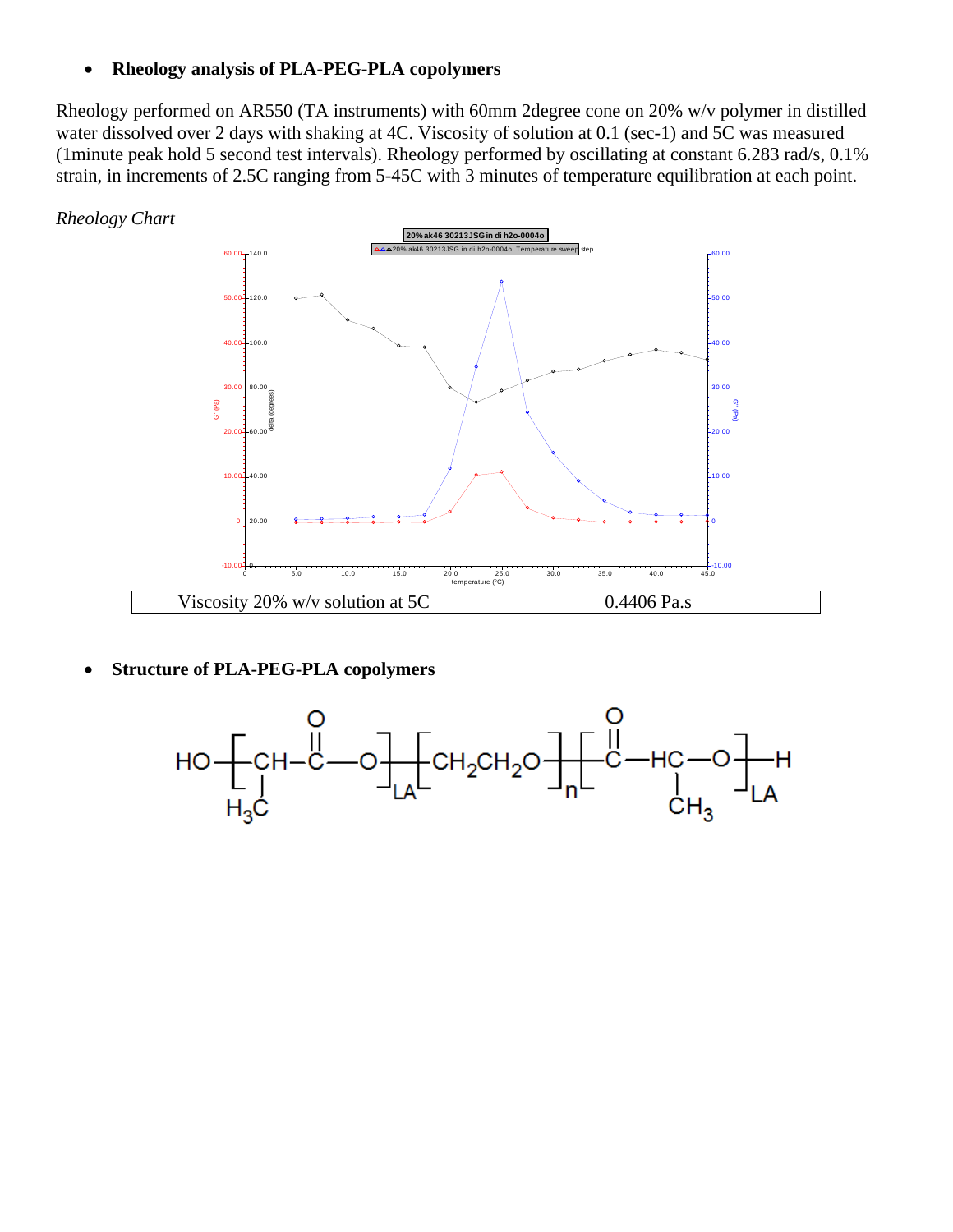- **Rheology analysis of PLA-PEG-PLA copolymers**

Rheology performed on AR550 (TA instruments) with 60mm 2degree cone on 20% w/v polymer in distilled water dissolved over 2 days with shaking at 4C. Viscosity of solution at 0.1 (sec-1) and 5C was measured (1minute peak hold 5 second test intervals). Rheology performed by oscillating at constant 6.283 rad/s, 0.1% strain, in increments of 2.5C ranging from 5-45C with 3 minutes of temperature equilibration at each point.

*Rheology Chart*

20% ak46 30213JSG in di h2o-0004o

20% ak46 30213JSG in di h2o-0004o, Temperature sweep step

G' (Pa)

delta (degrees)

G'' (Pa)

temperature (°C)

60.00 50.00 40.00 30.00 20.00 10.00 0 -10.00

140.0 120.0 100.0 80.00 60.00 40.00 20.00 0

60.00 50.00 40.00 30.00 20.00 10.00 0 -10.00

0 5.0 10.0 15.0 20.0 25.0 30.0 35.0 40.0 45.0

| | |
|---|---|
| Viscosity 20% w/v solution at 5C | 0.4406 Pa.s |

- **Structure of PLA-PEG-PLA copolymers**

$$HO-\left[CH(CH_3)-C(=O)-O\right]_{LA}-\left[CH_2CH_2O\right]_n-\left[C(=O)-HC(CH_3)-O\right]_{LA}-H$$